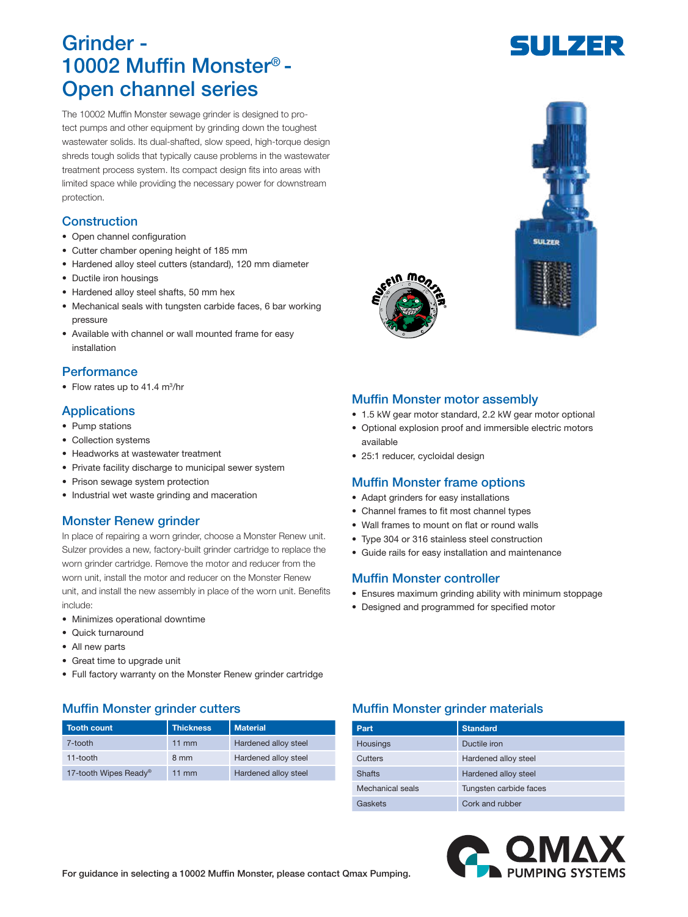# Grinder - 10002 Muffin Monster® - Open channel series

The 10002 Muffin Monster sewage grinder is designed to protect pumps and other equipment by grinding down the toughest wastewater solids. Its dual-shafted, slow speed, high-torque design shreds tough solids that typically cause problems in the wastewater treatment process system. Its compact design fits into areas with limited space while providing the necessary power for downstream protection.

## Construction

- Open channel configuration
- Cutter chamber opening height of 185 mm
- Hardened alloy steel cutters (standard), 120 mm diameter
- Ductile iron housings
- Hardened alloy steel shafts, 50 mm hex
- Mechanical seals with tungsten carbide faces, 6 bar working pressure
- Available with channel or wall mounted frame for easy installation

## Performance

- Flow rates up to 41.4 $m^3$/hr

## Applications

- Pump stations
- Collection systems
- Headworks at wastewater treatment
- Private facility discharge to municipal sewer system
- Prison sewage system protection
- Industrial wet waste grinding and maceration

## Monster Renew grinder

In place of repairing a worn grinder, choose a Monster Renew unit. Sulzer provides a new, factory-built grinder cartridge to replace the worn grinder cartridge. Remove the motor and reducer from the worn unit, install the motor and reducer on the Monster Renew unit, and install the new assembly in place of the worn unit. Benefits include:

- Minimizes operational downtime
- Quick turnaround
- All new parts
- Great time to upgrade unit
- Full factory warranty on the Monster Renew grinder cartridge

## Muffin Monster motor assembly

- 1.5 kW gear motor standard, 2.2 kW gear motor optional
- Optional explosion proof and immersible electric motors available
- 25:1 reducer, cycloidal design

## Muffin Monster frame options

- Adapt grinders for easy installations
- Channel frames to fit most channel types
- Wall frames to mount on flat or round walls
- Type 304 or 316 stainless steel construction
- Guide rails for easy installation and maintenance

## Muffin Monster controller

- Ensures maximum grinding ability with minimum stoppage
- Designed and programmed for specified motor

## Muffin Monster grinder cutters

| Tooth count | Thickness | Material |
| --- | --- | --- |
| 7-tooth | 11 mm | Hardened alloy steel |
| 11-tooth | 8 mm | Hardened alloy steel |
| 17-tooth Wipes Ready® | 11 mm | Hardened alloy steel |

## Muffin Monster grinder materials

| Part | Standard |
| --- | --- |
| Housings | Ductile iron |
| Cutters | Hardened alloy steel |
| Shafts | Hardened alloy steel |
| Mechanical seals | Tungsten carbide faces |
| Gaskets | Cork and rubber |

**For guidance in selecting a 10002 Muffin Monster, please contact Qmax Pumping.**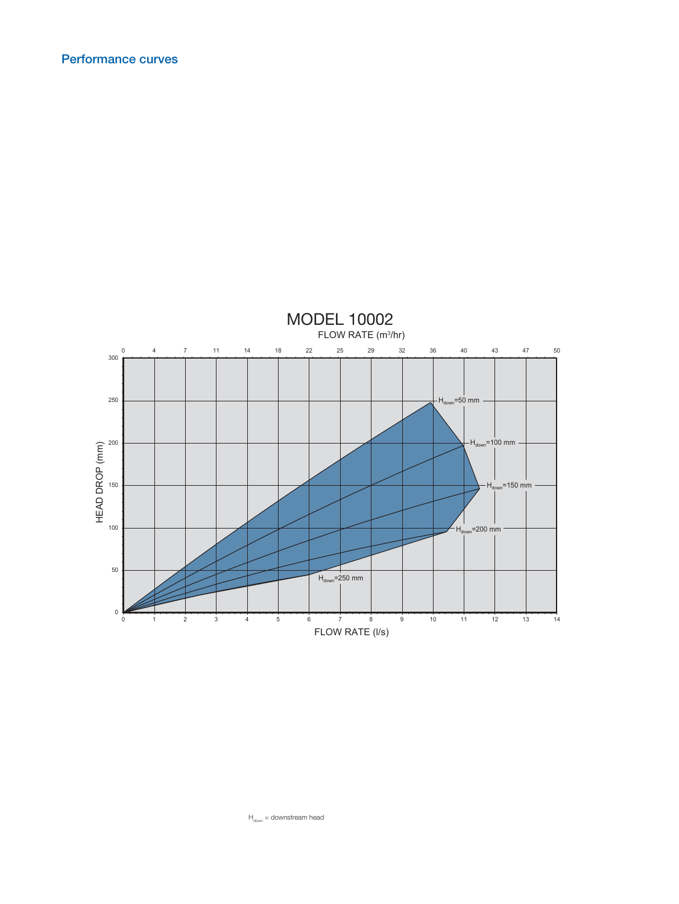## Performance curves

MODEL 10002

FLOW RATE ($m^3$/hr)

0 4 7 11 14 18 22 25 29 32 36 40 43 47 50

HEAD DROP (mm)

300 250 200 150 100 50 0

$H_{down}$=50 mm

$H_{down}$=100 mm

$H_{down}$=150 mm

$H_{down}$=200 mm

$H_{down}$=250 mm

0 1 2 3 4 5 6 7 8 9 10 11 12 13 14

FLOW RATE (l/s)

$H_{down}$ = downstream head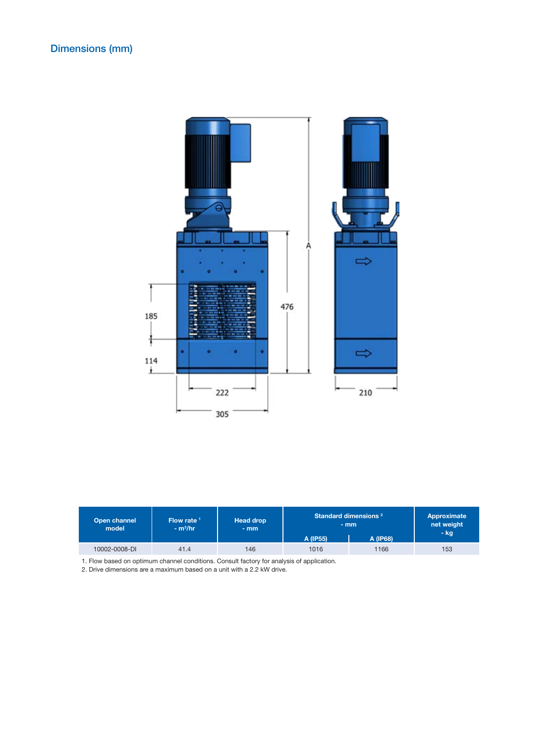## Dimensions (mm)

| Open channel model | Flow rate [1] - $m^3/hr$ | Head drop - mm | Standard dimensions [2] - mm | | Approximate net weight - kg |
|---|---|---|---|---|---|
| | | | A (IP55) | A (IP68) | |
| 10002-0008-DI | 41.4 | 146 | 1016 | 1166 | 153 |

1. Flow based on optimum channel conditions. Consult factory for analysis of application.
2. Drive dimensions are a maximum based on a unit with a 2.2 kW drive.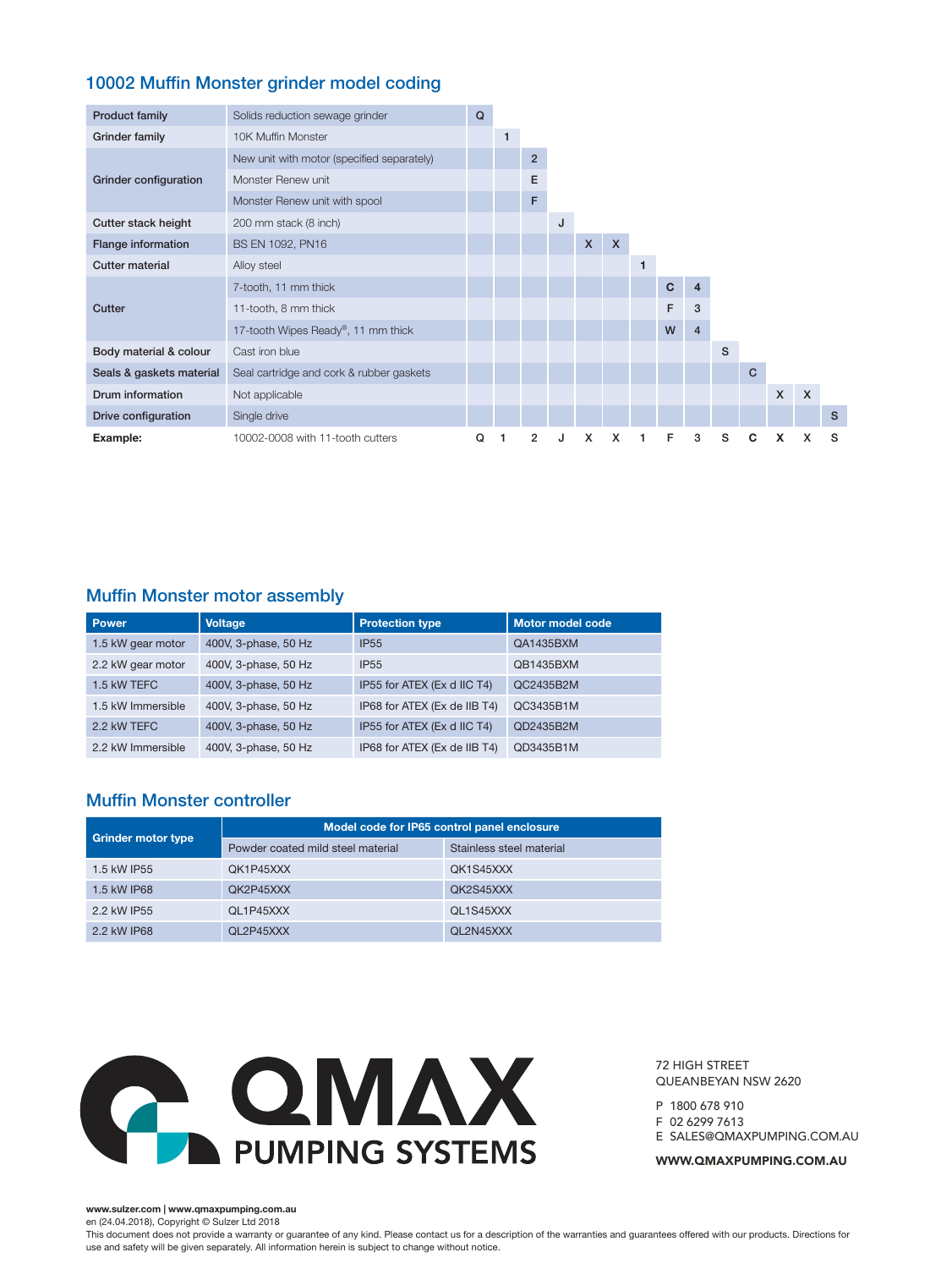## 10002 Muffin Monster grinder model coding

| | | | | | | | | | | | | | | | | |
|---|---|---|---|---|---|---|---|---|---|---|---|---|---|---|---|---|
| Product family | Solids reduction sewage grinder | Q | | | | | | | | | | | | | | |
| Grinder family | 10K Muffin Monster | | 1 | | | | | | | | | | | | | |
| Grinder configuration | New unit with motor (specified separately) | | | 2 | | | | | | | | | | | | |
| | Monster Renew unit | | | E | | | | | | | | | | | | |
| | Monster Renew unit with spool | | | F | | | | | | | | | | | | |
| Cutter stack height | 200 mm stack (8 inch) | | | | J | | | | | | | | | | | |
| Flange information | BS EN 1092, PN16 | | | | | X | X | | | | | | | | | |
| Cutter material | Alloy steel | | | | | | | 1 | | | | | | | | |
| Cutter | 7-tooth, 11 mm thick | | | | | | | | C | 4 | | | | | | |
| | 11-tooth, 8 mm thick | | | | | | | | F | 3 | | | | | | |
| | 17-tooth Wipes Ready®, 11 mm thick | | | | | | | | W | 4 | | | | | | |
| Body material & colour | Cast iron blue | | | | | | | | | | S | | | | | |
| Seals & gaskets material | Seal cartridge and cork & rubber gaskets | | | | | | | | | | | C | | | | |
| Drum information | Not applicable | | | | | | | | | | | | X | X | | |
| Drive configuration | Single drive | | | | | | | | | | | | | | S | |
| **Example:** | 10002-0008 with 11-tooth cutters | Q | 1 | 2 | J | X | X | 1 | F | 3 | S | C | X | X | S | |

## Muffin Monster motor assembly

| Power | Voltage | Protection type | Motor model code |
|---|---|---|---|
| 1.5 kW gear motor | 400V, 3-phase, 50 Hz | IP55 | QA1435BXM |
| 2.2 kW gear motor | 400V, 3-phase, 50 Hz | IP55 | QB1435BXM |
| 1.5 kW TEFC | 400V, 3-phase, 50 Hz | IP55 for ATEX (Ex d IIC T4) | QC2435B2M |
| 1.5 kW Immersible | 400V, 3-phase, 50 Hz | IP68 for ATEX (Ex de IIB T4) | QC3435B1M |
| 2.2 kW TEFC | 400V, 3-phase, 50 Hz | IP55 for ATEX (Ex d IIC T4) | QD2435B2M |
| 2.2 kW Immersible | 400V, 3-phase, 50 Hz | IP68 for ATEX (Ex de IIB T4) | QD3435B1M |

## Muffin Monster controller

| Grinder motor type | Model code for IP65 control panel enclosure | |
|---|---|---|
| | Powder coated mild steel material | Stainless steel material |
| 1.5 kW IP55 | QK1P45XXX | QK1S45XXX |
| 1.5 kW IP68 | QK2P45XXX | QK2S45XXX |
| 2.2 kW IP55 | QL1P45XXX | QL1S45XXX |
| 2.2 kW IP68 | QL2P45XXX | QL2N45XXX |

QMAX PUMPING SYSTEMS

72 HIGH STREET
QUEANBEYAN NSW 2620

P 1800 678 910
F 02 6299 7613
E SALES@QMAXPUMPING.COM.AU

**WWW.QMAXPUMPING.COM.AU**

**www.sulzer.com | www.qmaxpumping.com.au**
en (24.04.2018), Copyright © Sulzer Ltd 2018
This document does not provide a warranty or guarantee of any kind. Please contact us for a description of the warranties and guarantees offered with our products. Directions for use and safety will be given separately. All information herein is subject to change without notice.